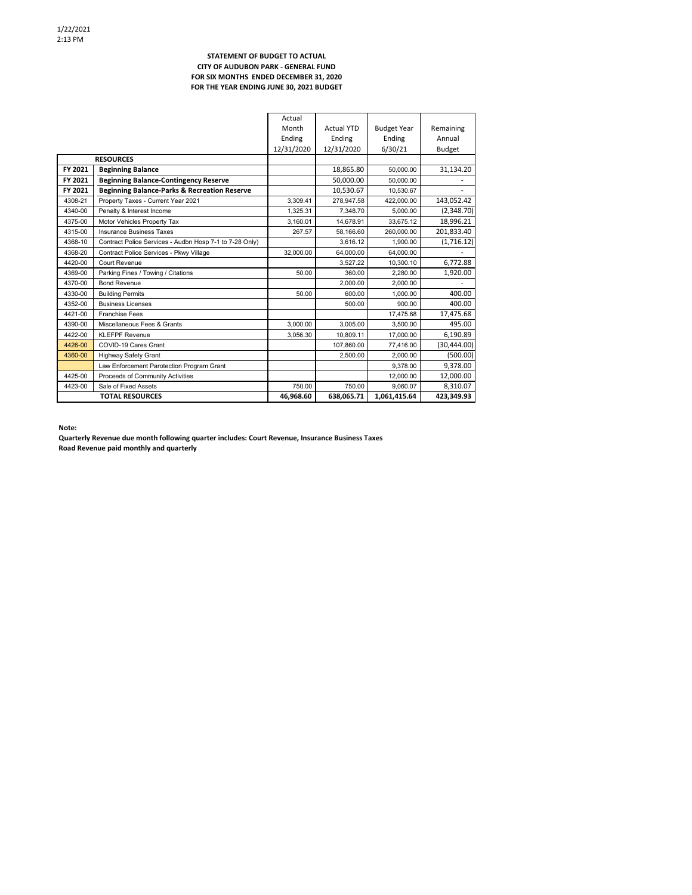1/22/2021
2:13 PM

**STATEMENT OF BUDGET TO ACTUAL**
**CITY OF AUDUBON PARK - GENERAL FUND**
**FOR SIX MONTHS ENDED DECEMBER 31, 2020**
**FOR THE YEAR ENDING JUNE 30, 2021 BUDGET**

| | | Actual Month Ending 12/31/2020 | Actual YTD Ending 12/31/2020 | Budget Year Ending 6/30/21 | Remaining Annual Budget |
|---|---|---|---|---|---|
| | **RESOURCES** | | | | |
| **FY 2021** | **Beginning Balance** | | 18,865.80 | 50,000.00 | 31,134.20 |
| **FY 2021** | **Beginning Balance-Contingency Reserve** | | 50,000.00 | 50,000.00 | - |
| **FY 2021** | **Beginning Balance-Parks & Recreation Reserve** | | 10,530.67 | 10,530.67 | - |
| 4308-21 | Property Taxes - Current Year 2021 | 3,309.41 | 278,947.58 | 422,000.00 | 143,052.42 |
| 4340-00 | Penalty & Interest Income | 1,325.31 | 7,348.70 | 5,000.00 | (2,348.70) |
| 4375-00 | Motor Vehicles Property Tax | 3,160.01 | 14,678.91 | 33,675.12 | 18,996.21 |
| 4315-00 | Insurance Business Taxes | 267.57 | 58,166.60 | 260,000.00 | 201,833.40 |
| 4368-10 | Contract Police Services - Audbn Hosp 7-1 to 7-28 Only) | | 3,616.12 | 1,900.00 | (1,716.12) |
| 4368-20 | Contract Police Services - Pkwy Village | 32,000.00 | 64,000.00 | 64,000.00 | - |
| 4420-00 | Court Revenue | | 3,527.22 | 10,300.10 | 6,772.88 |
| 4369-00 | Parking Fines / Towing / Citations | 50.00 | 360.00 | 2,280.00 | 1,920.00 |
| 4370-00 | Bond Revenue | | 2,000.00 | 2,000.00 | - |
| 4330-00 | Building Permits | 50.00 | 600.00 | 1,000.00 | 400.00 |
| 4352-00 | Business Licenses | | 500.00 | 900.00 | 400.00 |
| 4421-00 | Franchise Fees | | | 17,475.68 | 17,475.68 |
| 4390-00 | Miscellaneous Fees & Grants | 3,000.00 | 3,005.00 | 3,500.00 | 495.00 |
| 4422-00 | KLEFPF Revenue | 3,056.30 | 10,809.11 | 17,000.00 | 6,190.89 |
| 4426-00 | COVID-19 Cares Grant | | 107,860.00 | 77,416.00 | (30,444.00) |
| 4360-00 | Highway Safety Grant | | 2,500.00 | 2,000.00 | (500.00) |
| | Law Enforcement Parotection Program Grant | | | 9,378.00 | 9,378.00 |
| 4425-00 | Proceeds of Community Activities | | | 12,000.00 | 12,000.00 |
| 4423-00 | Sale of Fixed Assets | 750.00 | 750.00 | 9,060.07 | 8,310.07 |
| | **TOTAL RESOURCES** | **46,968.60** | **638,065.71** | **1,061,415.64** | **423,349.93** |

**Note:**
**Quarterly Revenue due month following quarter includes: Court Revenue, Insurance Business Taxes**
**Road Revenue paid monthly and quarterly**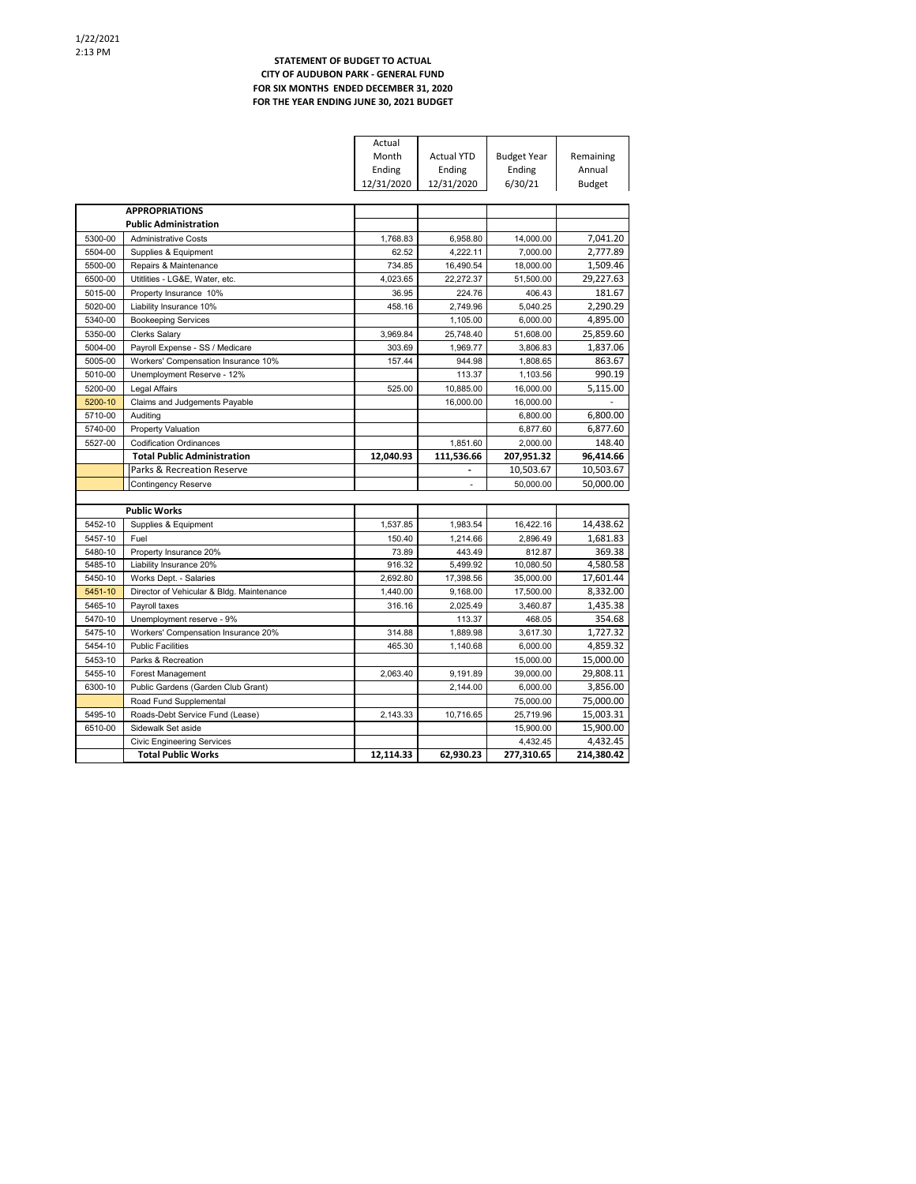1/22/2021
2:13 PM

**STATEMENT OF BUDGET TO ACTUAL**
**CITY OF AUDUBON PARK - GENERAL FUND**
**FOR SIX MONTHS ENDED DECEMBER 31, 2020**
**FOR THE YEAR ENDING JUNE 30, 2021 BUDGET**

| | | Actual Month Ending 12/31/2020 | Actual YTD Ending 12/31/2020 | Budget Year Ending 6/30/21 | Remaining Annual Budget |
|---|---|---|---|---|---|
| | **APPROPRIATIONS** | | | | |
| | **Public Administration** | | | | |
| 5300-00 | Administrative Costs | 1,768.83 | 6,958.80 | 14,000.00 | 7,041.20 |
| 5504-00 | Supplies & Equipment | 62.52 | 4,222.11 | 7,000.00 | 2,777.89 |
| 5500-00 | Repairs & Maintenance | 734.85 | 16,490.54 | 18,000.00 | 1,509.46 |
| 6500-00 | Utitlities - LG&E, Water, etc. | 4,023.65 | 22,272.37 | 51,500.00 | 29,227.63 |
| 5015-00 | Property Insurance 10% | 36.95 | 224.76 | 406.43 | 181.67 |
| 5020-00 | Liability Insurance 10% | 458.16 | 2,749.96 | 5,040.25 | 2,290.29 |
| 5340-00 | Bookeeping Services | | 1,105.00 | 6,000.00 | 4,895.00 |
| 5350-00 | Clerks Salary | 3,969.84 | 25,748.40 | 51,608.00 | 25,859.60 |
| 5004-00 | Payroll Expense - SS / Medicare | 303.69 | 1,969.77 | 3,806.83 | 1,837.06 |
| 5005-00 | Workers' Compensation Insurance 10% | 157.44 | 944.98 | 1,808.65 | 863.67 |
| 5010-00 | Unemployment Reserve - 12% | | 113.37 | 1,103.56 | 990.19 |
| 5200-00 | Legal Affairs | 525.00 | 10,885.00 | 16,000.00 | 5,115.00 |
| 5200-10 | Claims and Judgements Payable | | 16,000.00 | 16,000.00 | - |
| 5710-00 | Auditing | | | 6,800.00 | 6,800.00 |
| 5740-00 | Property Valuation | | | 6,877.60 | 6,877.60 |
| 5527-00 | Codification Ordinances | | 1,851.60 | 2,000.00 | 148.40 |
| | **Total Public Administration** | **12,040.93** | **111,536.66** | **207,951.32** | **96,414.66** |
| | Parks & Recreation Reserve | | - | 10,503.67 | 10,503.67 |
| | Contingency Reserve | | - | 50,000.00 | 50,000.00 |
| | **Public Works** | | | | |
| 5452-10 | Supplies & Equipment | 1,537.85 | 1,983.54 | 16,422.16 | 14,438.62 |
| 5457-10 | Fuel | 150.40 | 1,214.66 | 2,896.49 | 1,681.83 |
| 5480-10 | Property Insurance 20% | 73.89 | 443.49 | 812.87 | 369.38 |
| 5485-10 | Liability Insurance 20% | 916.32 | 5,499.92 | 10,080.50 | 4,580.58 |
| 5450-10 | Works Dept. - Salaries | 2,692.80 | 17,398.56 | 35,000.00 | 17,601.44 |
| 5451-10 | Director of Vehicular & Bldg. Maintenance | 1,440.00 | 9,168.00 | 17,500.00 | 8,332.00 |
| 5465-10 | Payroll taxes | 316.16 | 2,025.49 | 3,460.87 | 1,435.38 |
| 5470-10 | Unemployment reserve - 9% | | 113.37 | 468.05 | 354.68 |
| 5475-10 | Workers' Compensation Insurance 20% | 314.88 | 1,889.98 | 3,617.30 | 1,727.32 |
| 5454-10 | Public Facilities | 465.30 | 1,140.68 | 6,000.00 | 4,859.32 |
| 5453-10 | Parks & Recreation | | | 15,000.00 | 15,000.00 |
| 5455-10 | Forest Management | 2,063.40 | 9,191.89 | 39,000.00 | 29,808.11 |
| 6300-10 | Public Gardens (Garden Club Grant) | | 2,144.00 | 6,000.00 | 3,856.00 |
| | Road Fund Supplemental | | | 75,000.00 | 75,000.00 |
| 5495-10 | Roads-Debt Service Fund (Lease) | 2,143.33 | 10,716.65 | 25,719.96 | 15,003.31 |
| 6510-00 | Sidewalk Set aside | | | 15,900.00 | 15,900.00 |
| | Civic Engineering Services | | | 4,432.45 | 4,432.45 |
| | **Total Public Works** | **12,114.33** | **62,930.23** | **277,310.65** | **214,380.42** |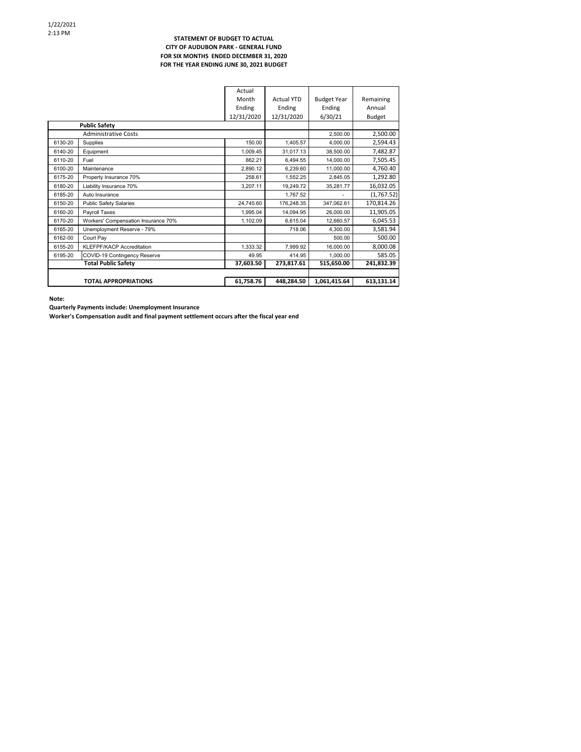1/22/2021
2:13 PM

**STATEMENT OF BUDGET TO ACTUAL**
**CITY OF AUDUBON PARK - GENERAL FUND**
**FOR SIX MONTHS ENDED DECEMBER 31, 2020**
**FOR THE YEAR ENDING JUNE 30, 2021 BUDGET**

| | | Actual Month Ending 12/31/2020 | Actual YTD Ending 12/31/2020 | Budget Year Ending 6/30/21 | Remaining Annual Budget |
|---|---|---|---|---|---|
| | **Public Safety** | | | | |
| | Administrative Costs | | | 2,500.00 | 2,500.00 |
| 6130-20 | Supplies | 150.00 | 1,405.57 | 4,000.00 | 2,594.43 |
| 6140-20 | Equipment | 1,009.45 | 31,017.13 | 38,500.00 | 7,482.87 |
| 6110-20 | Fuel | 862.21 | 6,494.55 | 14,000.00 | 7,505.45 |
| 6100-20 | Maintenance | 2,890.12 | 6,239.60 | 11,000.00 | 4,760.40 |
| 6175-20 | Property Insurance 70% | 258.61 | 1,552.25 | 2,845.05 | 1,292.80 |
| 6180-20 | Liability Insurance 70% | 3,207.11 | 19,249.72 | 35,281.77 | 16,032.05 |
| 6185-20 | Auto Insurance | | 1,767.52 | - | (1,767.52) |
| 6150-20 | Public Safety Salaries | 24,745.60 | 176,248.35 | 347,062.61 | 170,814.26 |
| 6160-20 | Payroll Taxes | 1,995.04 | 14,094.95 | 26,000.00 | 11,905.05 |
| 6170-20 | Workers' Compensation Insurance 70% | 1,102.09 | 6,615.04 | 12,660.57 | 6,045.53 |
| 6165-20 | Unemployment Reserve - 79% | | 718.06 | 4,300.00 | 3,581.94 |
| 6162-00 | Court Pay | | | 500.00 | 500.00 |
| 6155-20 | KLEFPF/KACP Accreditation | 1,333.32 | 7,999.92 | 16,000.00 | 8,000.08 |
| 6195-20 | COVID-19 Contingency Reserve | 49.95 | 414.95 | 1,000.00 | 585.05 |
| | **Total Public Safety** | **37,603.50** | **273,817.61** | **515,650.00** | **241,832.39** |
| | **TOTAL APPROPRIATIONS** | **61,758.76** | **448,284.50** | **1,061,415.64** | **613,131.14** |

**Note:**
**Quarterly Payments include: Unemployment Insurance**
**Worker's Compensation audit and final payment settlement occurs after the fiscal year end**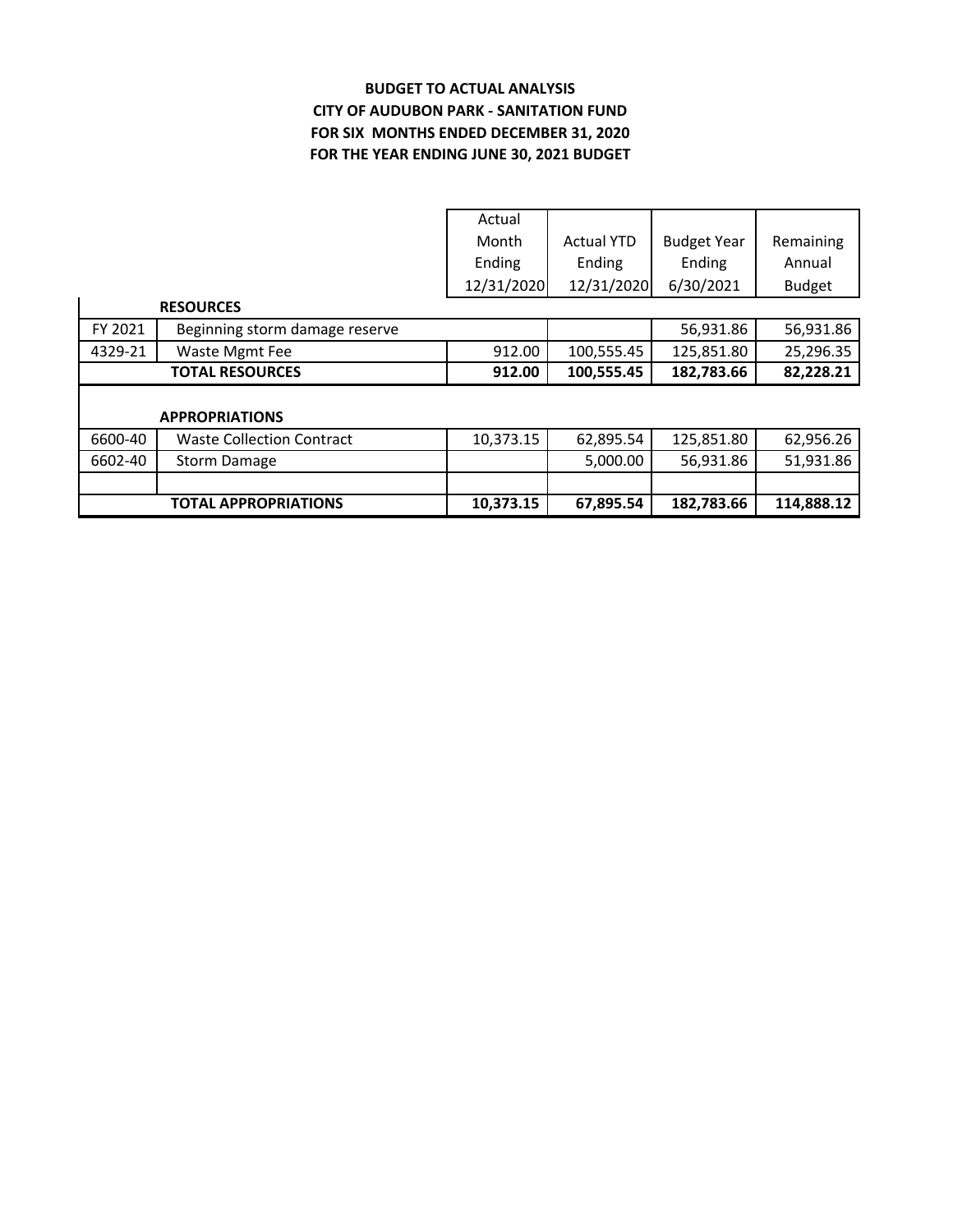**BUDGET TO ACTUAL ANALYSIS**
**CITY OF AUDUBON PARK - SANITATION FUND**
**FOR SIX MONTHS ENDED DECEMBER 31, 2020**
**FOR THE YEAR ENDING JUNE 30, 2021 BUDGET**

| | | Actual Month Ending 12/31/2020 | Actual YTD Ending 12/31/2020 | Budget Year Ending 6/30/2021 | Remaining Annual Budget |
|---|---|---|---|---|---|
| | **RESOURCES** | | | | |
| FY 2021 | Beginning storm damage reserve | | | 56,931.86 | 56,931.86 |
| 4329-21 | Waste Mgmt Fee | 912.00 | 100,555.45 | 125,851.80 | 25,296.35 |
| | **TOTAL RESOURCES** | **912.00** | **100,555.45** | **182,783.66** | **82,228.21** |
| | | | | | |
| | **APPROPRIATIONS** | | | | |
| 6600-40 | Waste Collection Contract | 10,373.15 | 62,895.54 | 125,851.80 | 62,956.26 |
| 6602-40 | Storm Damage | | 5,000.00 | 56,931.86 | 51,931.86 |
| | | | | | |
| | **TOTAL APPROPRIATIONS** | **10,373.15** | **67,895.54** | **182,783.66** | **114,888.12** |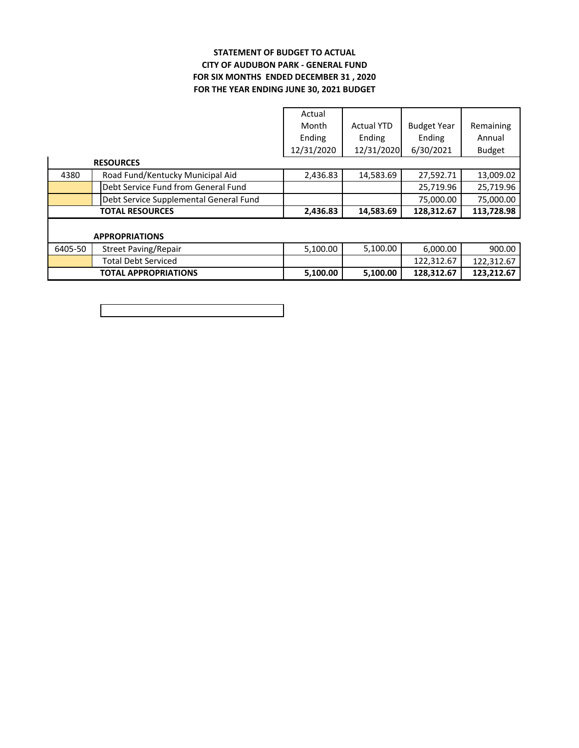**STATEMENT OF BUDGET TO ACTUAL**
**CITY OF AUDUBON PARK - GENERAL FUND**
**FOR SIX MONTHS ENDED DECEMBER 31 , 2020**
**FOR THE YEAR ENDING JUNE 30, 2021 BUDGET**

| | | Actual Month Ending 12/31/2020 | Actual YTD Ending 12/31/2020 | Budget Year Ending 6/30/2021 | Remaining Annual Budget |
|---|---|---|---|---|---|
| | **RESOURCES** | | | | |
| 4380 | Road Fund/Kentucky Municipal Aid | 2,436.83 | 14,583.69 | 27,592.71 | 13,009.02 |
| | Debt Service Fund from General Fund | | | 25,719.96 | 25,719.96 |
| | Debt Service Supplemental General Fund | | | 75,000.00 | 75,000.00 |
| | **TOTAL RESOURCES** | **2,436.83** | **14,583.69** | **128,312.67** | **113,728.98** |
| | | | | | |
| | **APPROPRIATIONS** | | | | |
| 6405-50 | Street Paving/Repair | 5,100.00 | 5,100.00 | 6,000.00 | 900.00 |
| | Total Debt Serviced | | | 122,312.67 | 122,312.67 |
| | **TOTAL APPROPRIATIONS** | **5,100.00** | **5,100.00** | **128,312.67** | **123,212.67** |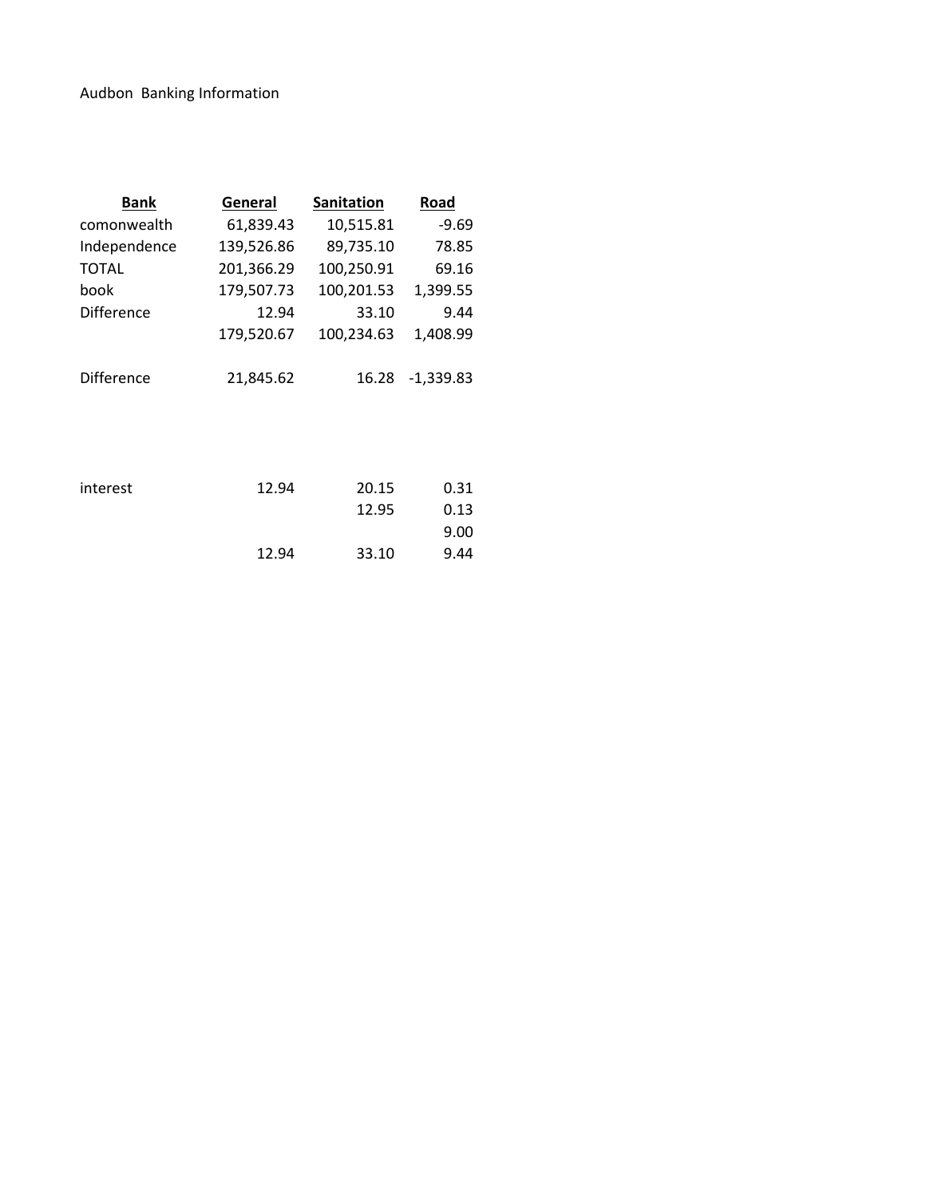Audbon  Banking Information

| **Bank** | **General** | **Sanitation** | **Road** |
|---|---|---|---|
| comonwealth | 61,839.43 | 10,515.81 | -9.69 |
| Independence | 139,526.86 | 89,735.10 | 78.85 |
| TOTAL | 201,366.29 | 100,250.91 | 69.16 |
| book | 179,507.73 | 100,201.53 | 1,399.55 |
| Difference | 12.94 | 33.10 | 9.44 |
| | 179,520.67 | 100,234.63 | 1,408.99 |
| | | | |
| Difference | 21,845.62 | 16.28 | -1,339.83 |
| | | | |
| interest | 12.94 | 20.15 | 0.31 |
| | | 12.95 | 0.13 |
| | | | 9.00 |
| | 12.94 | 33.10 | 9.44 |